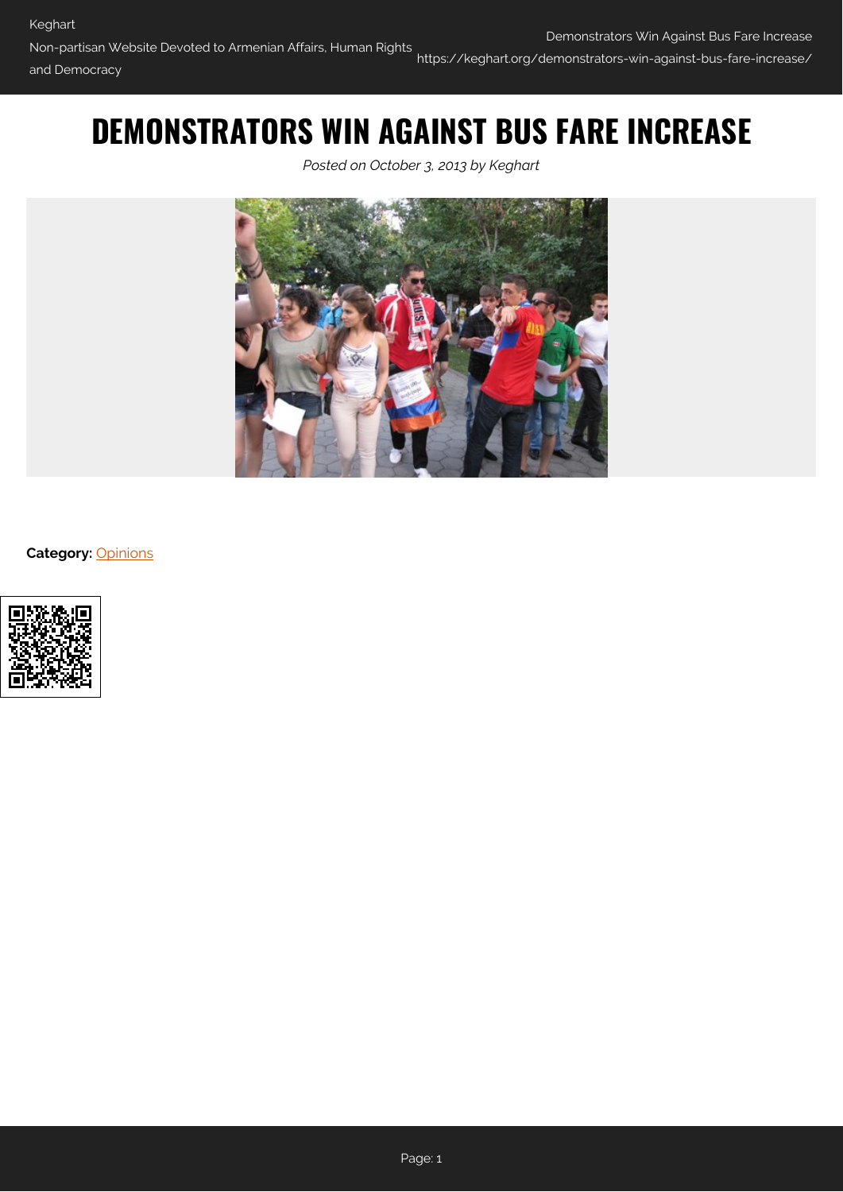# DEMONSTRATORS WIN AGAINST BUS FARE INCREASE

*Posted on October 3, 2013 by Keghart*

**Category:** Opinions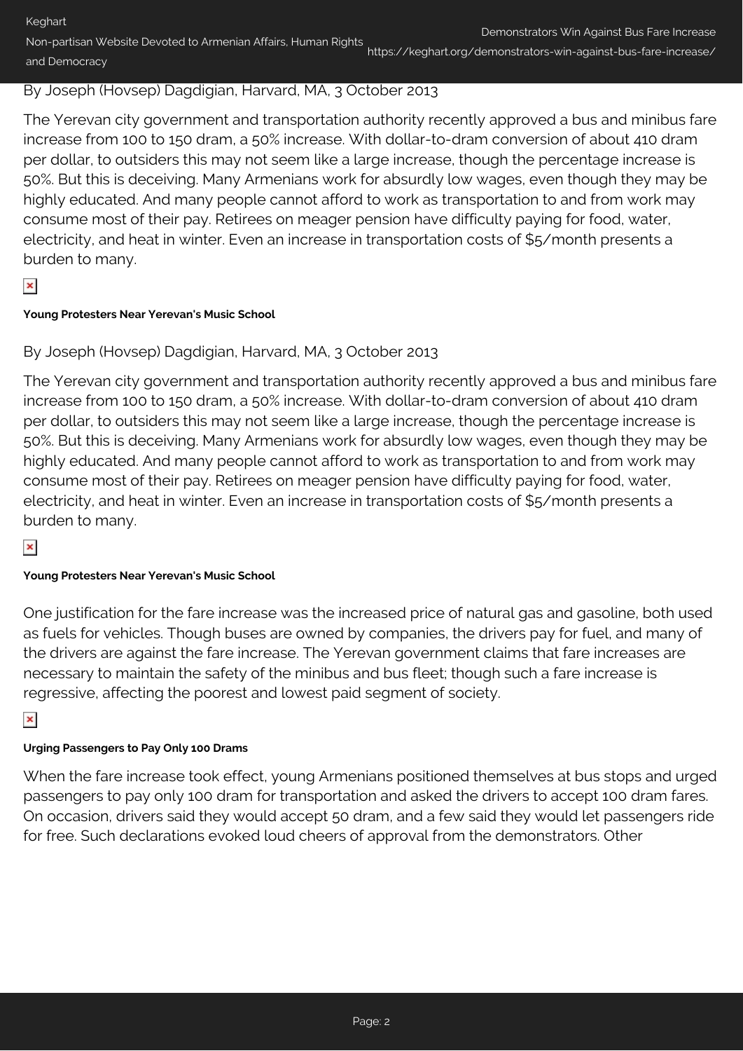By Joseph (Hovsep) Dagdigian, Harvard, MA, 3 October 2013

The Yerevan city government and transportation authority recently approved a bus and minibus fare increase from 100 to 150 dram, a 50% increase. With dollar-to-dram conversion of about 410 dram per dollar, to outsiders this may not seem like a large increase, though the percentage increase is 50%. But this is deceiving. Many Armenians work for absurdly low wages, even though they may be highly educated. And many people cannot afford to work as transportation to and from work may consume most of their pay. Retirees on meager pension have difficulty paying for food, water, electricity, and heat in winter. Even an increase in transportation costs of $5/month presents a burden to many.

**Young Protesters Near Yerevan's Music School**

By Joseph (Hovsep) Dagdigian, Harvard, MA, 3 October 2013

The Yerevan city government and transportation authority recently approved a bus and minibus fare increase from 100 to 150 dram, a 50% increase. With dollar-to-dram conversion of about 410 dram per dollar, to outsiders this may not seem like a large increase, though the percentage increase is 50%. But this is deceiving. Many Armenians work for absurdly low wages, even though they may be highly educated. And many people cannot afford to work as transportation to and from work may consume most of their pay. Retirees on meager pension have difficulty paying for food, water, electricity, and heat in winter. Even an increase in transportation costs of $5/month presents a burden to many.

**Young Protesters Near Yerevan's Music School**

One justification for the fare increase was the increased price of natural gas and gasoline, both used as fuels for vehicles. Though buses are owned by companies, the drivers pay for fuel, and many of the drivers are against the fare increase. The Yerevan government claims that fare increases are necessary to maintain the safety of the minibus and bus fleet; though such a fare increase is regressive, affecting the poorest and lowest paid segment of society.

**Urging Passengers to Pay Only 100 Drams**

When the fare increase took effect, young Armenians positioned themselves at bus stops and urged passengers to pay only 100 dram for transportation and asked the drivers to accept 100 dram fares. On occasion, drivers said they would accept 50 dram, and a few said they would let passengers ride for free. Such declarations evoked loud cheers of approval from the demonstrators. Other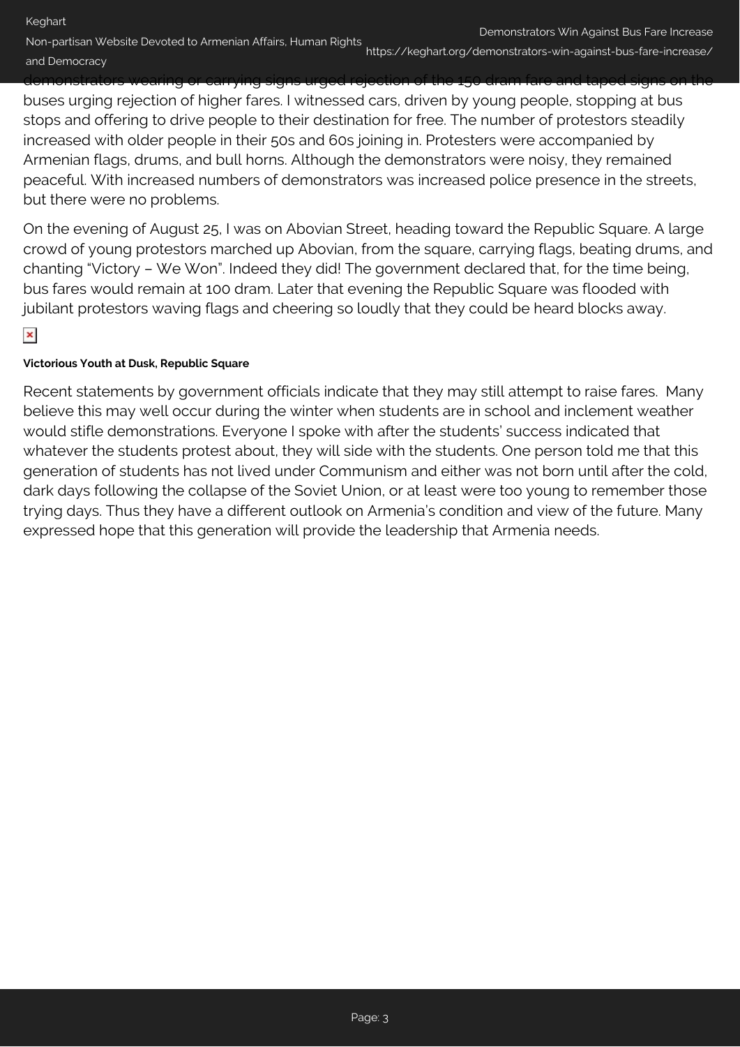demonstrators wearing or carrying signs urged rejection of the 150 dram fare and taped signs on the buses urging rejection of higher fares. I witnessed cars, driven by young people, stopping at bus stops and offering to drive people to their destination for free. The number of protestors steadily increased with older people in their 50s and 60s joining in. Protesters were accompanied by Armenian flags, drums, and bull horns. Although the demonstrators were noisy, they remained peaceful. With increased numbers of demonstrators was increased police presence in the streets, but there were no problems.

On the evening of August 25, I was on Abovian Street, heading toward the Republic Square. A large crowd of young protestors marched up Abovian, from the square, carrying flags, beating drums, and chanting "Victory – We Won". Indeed they did! The government declared that, for the time being, bus fares would remain at 100 dram. Later that evening the Republic Square was flooded with jubilant protestors waving flags and cheering so loudly that they could be heard blocks away.

**Victorious Youth at Dusk, Republic Square**

Recent statements by government officials indicate that they may still attempt to raise fares. Many believe this may well occur during the winter when students are in school and inclement weather would stifle demonstrations. Everyone I spoke with after the students' success indicated that whatever the students protest about, they will side with the students. One person told me that this generation of students has not lived under Communism and either was not born until after the cold, dark days following the collapse of the Soviet Union, or at least were too young to remember those trying days. Thus they have a different outlook on Armenia's condition and view of the future. Many expressed hope that this generation will provide the leadership that Armenia needs.